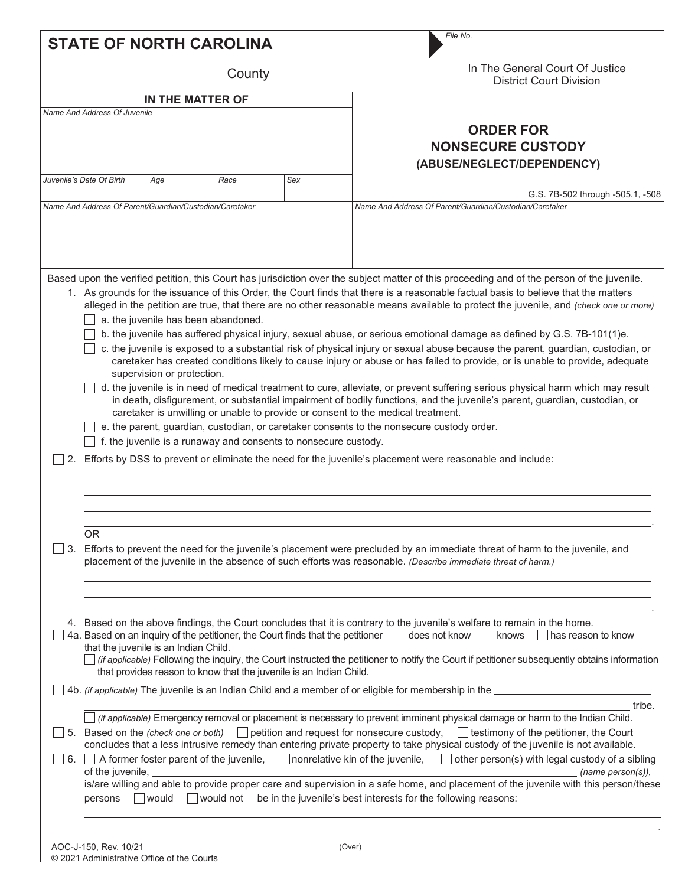# STATE OF NORTH CAROLINA

_______________ County

*File No.*

In The General Court Of Justice
District Court Division

| IN THE MATTER OF | |
|---|---|
| *Name And Address Of Juvenile* | **ORDER FOR NONSECURE CUSTODY (ABUSE/NEGLECT/DEPENDENCY)** |
| *Juvenile's Date Of Birth* / *Age* / *Race* / *Sex* | G.S. 7B-502 through -505.1, -508 |
| *Name And Address Of Parent/Guardian/Custodian/Caretaker* | *Name And Address Of Parent/Guardian/Custodian/Caretaker* |

Based upon the verified petition, this Court has jurisdiction over the subject matter of this proceeding and of the person of the juvenile.

1. As grounds for the issuance of this Order, the Court finds that there is a reasonable factual basis to believe that the matters alleged in the petition are true, that there are no other reasonable means available to protect the juvenile, and *(check one or more)*
   - ☐ a. the juvenile has been abandoned.
   - ☐ b. the juvenile has suffered physical injury, sexual abuse, or serious emotional damage as defined by G.S. 7B-101(1)e.
   - ☐ c. the juvenile is exposed to a substantial risk of physical injury or sexual abuse because the parent, guardian, custodian, or caretaker has created conditions likely to cause injury or abuse or has failed to provide, or is unable to provide, adequate supervision or protection.
   - ☐ d. the juvenile is in need of medical treatment to cure, alleviate, or prevent suffering serious physical harm which may result in death, disfigurement, or substantial impairment of bodily functions, and the juvenile's parent, guardian, custodian, or caretaker is unwilling or unable to provide or consent to the medical treatment.
   - ☐ e. the parent, guardian, custodian, or caretaker consents to the nonsecure custody order.
   - ☐ f. the juvenile is a runaway and consents to nonsecure custody.

☐ 2. Efforts by DSS to prevent or eliminate the need for the juvenile's placement were reasonable and include: _______________

OR

☐ 3. Efforts to prevent the need for the juvenile's placement were precluded by an immediate threat of harm to the juvenile, and placement of the juvenile in the absence of such efforts was reasonable. *(Describe immediate threat of harm.)*

4. Based on the above findings, the Court concludes that it is contrary to the juvenile's welfare to remain in the home.

☐ 4a. Based on an inquiry of the petitioner, the Court finds that the petitioner ☐ does not know ☐ knows ☐ has reason to know that the juvenile is an Indian Child.
   ☐ *(if applicable)* Following the inquiry, the Court instructed the petitioner to notify the Court if petitioner subsequently obtains information that provides reason to know that the juvenile is an Indian Child.

☐ 4b. *(if applicable)* The juvenile is an Indian Child and a member of or eligible for membership in the _______________ tribe.
   ☐ *(if applicable)* Emergency removal or placement is necessary to prevent imminent physical damage or harm to the Indian Child.

☐ 5. Based on the *(check one or both)* ☐ petition and request for nonsecure custody, ☐ testimony of the petitioner, the Court concludes that a less intrusive remedy than entering private property to take physical custody of the juvenile is not available.

☐ 6. ☐ A former foster parent of the juvenile, ☐ nonrelative kin of the juvenile, ☐ other person(s) with legal custody of a sibling of the juvenile, _______________ *(name person(s))*, is/are willing and able to provide proper care and supervision in a safe home, and placement of the juvenile with this person/these persons ☐ would ☐ would not be in the juvenile's best interests for the following reasons: _______________

AOC-J-150, Rev. 10/21
© 2021 Administrative Office of the Courts

(Over)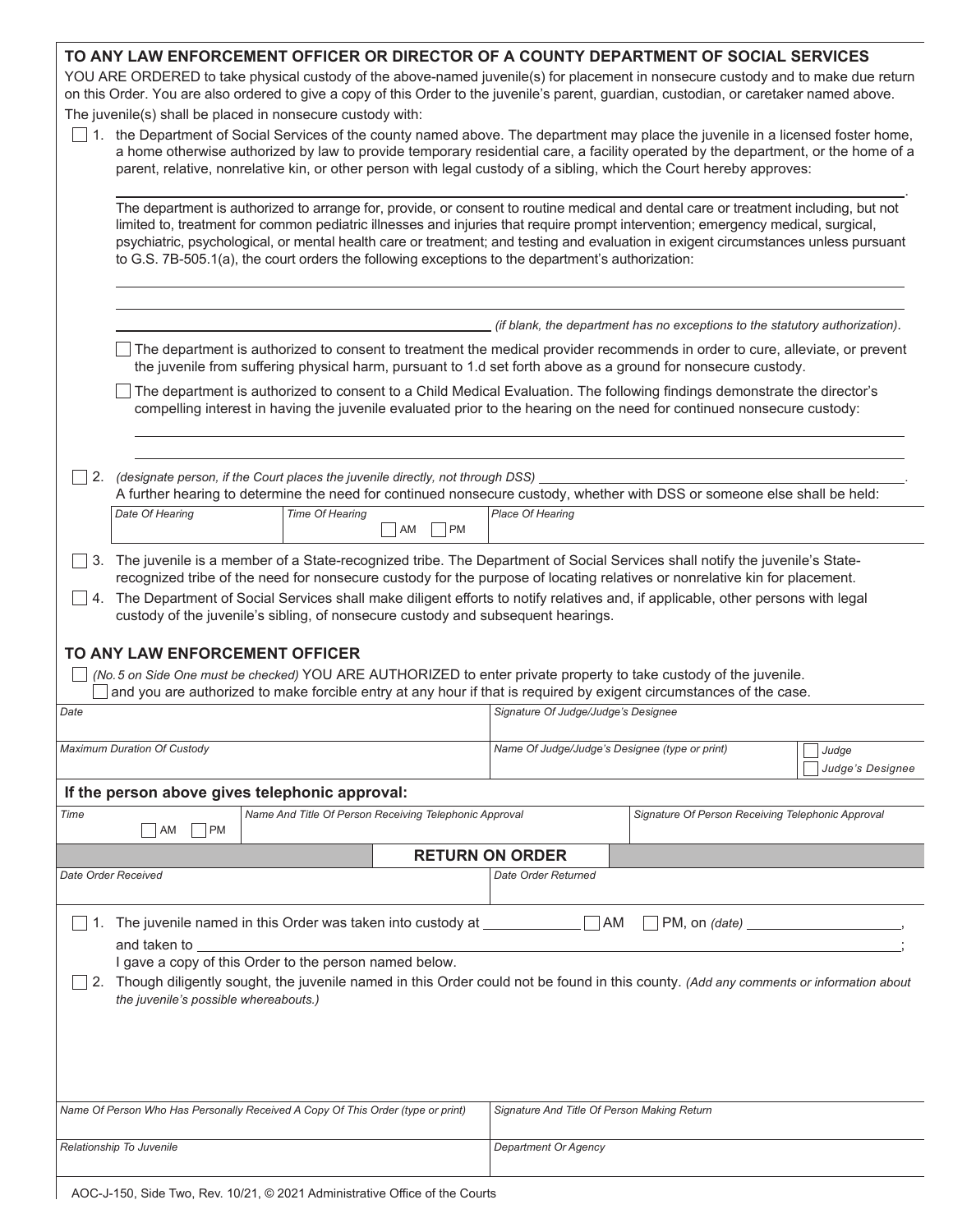## TO ANY LAW ENFORCEMENT OFFICER OR DIRECTOR OF A COUNTY DEPARTMENT OF SOCIAL SERVICES

YOU ARE ORDERED to take physical custody of the above-named juvenile(s) for placement in nonsecure custody and to make due return on this Order. You are also ordered to give a copy of this Order to the juvenile's parent, guardian, custodian, or caretaker named above.

The juvenile(s) shall be placed in nonsecure custody with:

☐ 1. the Department of Social Services of the county named above. The department may place the juvenile in a licensed foster home, a home otherwise authorized by law to provide temporary residential care, a facility operated by the department, or the home of a parent, relative, nonrelative kin, or other person with legal custody of a sibling, which the Court hereby approves:

\_\_\_\_\_\_\_\_\_\_\_\_\_\_\_\_\_\_\_\_\_\_\_\_\_\_\_\_\_\_\_\_\_\_\_\_\_\_\_\_\_\_\_\_\_\_\_\_.

The department is authorized to arrange for, provide, or consent to routine medical and dental care or treatment including, but not limited to, treatment for common pediatric illnesses and injuries that require prompt intervention; emergency medical, surgical, psychiatric, psychological, or mental health care or treatment; and testing and evaluation in exigent circumstances unless pursuant to G.S. 7B-505.1(a), the court orders the following exceptions to the department's authorization:

\_\_\_\_\_\_\_\_\_\_\_\_\_\_\_\_\_\_\_\_\_\_\_\_\_\_\_\_\_\_\_\_\_\_\_\_\_\_\_\_\_\_\_\_\_\_\_\_

\_\_\_\_\_\_\_\_\_\_\_\_\_\_\_\_\_\_\_\_\_\_\_\_\_\_\_\_\_\_\_\_\_\_\_\_\_\_\_\_\_\_\_\_\_\_\_\_

\_\_\_\_\_\_\_\_\_\_\_\_\_\_\_\_\_\_\_\_\_\_\_\_ *(if blank, the department has no exceptions to the statutory authorization)*.

☐ The department is authorized to consent to treatment the medical provider recommends in order to cure, alleviate, or prevent the juvenile from suffering physical harm, pursuant to 1.d set forth above as a ground for nonsecure custody.

☐ The department is authorized to consent to a Child Medical Evaluation. The following findings demonstrate the director's compelling interest in having the juvenile evaluated prior to the hearing on the need for continued nonsecure custody:

\_\_\_\_\_\_\_\_\_\_\_\_\_\_\_\_\_\_\_\_\_\_\_\_\_\_\_\_\_\_\_\_\_\_\_\_\_\_\_\_\_\_\_\_\_\_\_\_

\_\_\_\_\_\_\_\_\_\_\_\_\_\_\_\_\_\_\_\_\_\_\_\_\_\_\_\_\_\_\_\_\_\_\_\_\_\_\_\_\_\_\_\_\_\_\_\_

☐ 2. *(designate person, if the Court places the juvenile directly, not through DSS)* \_\_\_\_\_\_\_\_\_\_\_\_\_\_\_\_\_\_\_\_\_\_\_\_.

A further hearing to determine the need for continued nonsecure custody, whether with DSS or someone else shall be held:

| Date Of Hearing | Time Of Hearing ☐ AM ☐ PM | Place Of Hearing |
|---|---|---|
| | | |

☐ 3. The juvenile is a member of a State-recognized tribe. The Department of Social Services shall notify the juvenile's State-recognized tribe of the need for nonsecure custody for the purpose of locating relatives or nonrelative kin for placement.

☐ 4. The Department of Social Services shall make diligent efforts to notify relatives and, if applicable, other persons with legal custody of the juvenile's sibling, of nonsecure custody and subsequent hearings.

## TO ANY LAW ENFORCEMENT OFFICER

☐ *(No. 5 on Side One must be checked)* YOU ARE AUTHORIZED to enter private property to take custody of the juvenile.
☐ and you are authorized to make forcible entry at any hour if that is required by exigent circumstances of the case.

| Date | Signature Of Judge/Judge's Designee | |
|---|---|---|
| Maximum Duration Of Custody | Name Of Judge/Judge's Designee (type or print) | ☐ Judge ☐ Judge's Designee |

**If the person above gives telephonic approval:**

| Time ☐ AM ☐ PM | Name And Title Of Person Receiving Telephonic Approval | Signature Of Person Receiving Telephonic Approval |
|---|---|---|
| | | |

## RETURN ON ORDER

| Date Order Received | Date Order Returned |
|---|---|
| | |

☐ 1. The juvenile named in this Order was taken into custody at \_\_\_\_\_\_\_\_ ☐ AM ☐ PM, on *(date)* \_\_\_\_\_\_\_\_\_\_\_\_,
and taken to \_\_\_\_\_\_\_\_\_\_\_\_\_\_\_\_\_\_\_\_\_\_\_\_\_\_\_\_\_\_\_\_;
I gave a copy of this Order to the person named below.

☐ 2. Though diligently sought, the juvenile named in this Order could not be found in this county. *(Add any comments or information about the juvenile's possible whereabouts.)*

| Name Of Person Who Has Personally Received A Copy Of This Order (type or print) | Signature And Title Of Person Making Return |
|---|---|
| Relationship To Juvenile | Department Or Agency |

AOC-J-150, Side Two, Rev. 10/21, © 2021 Administrative Office of the Courts